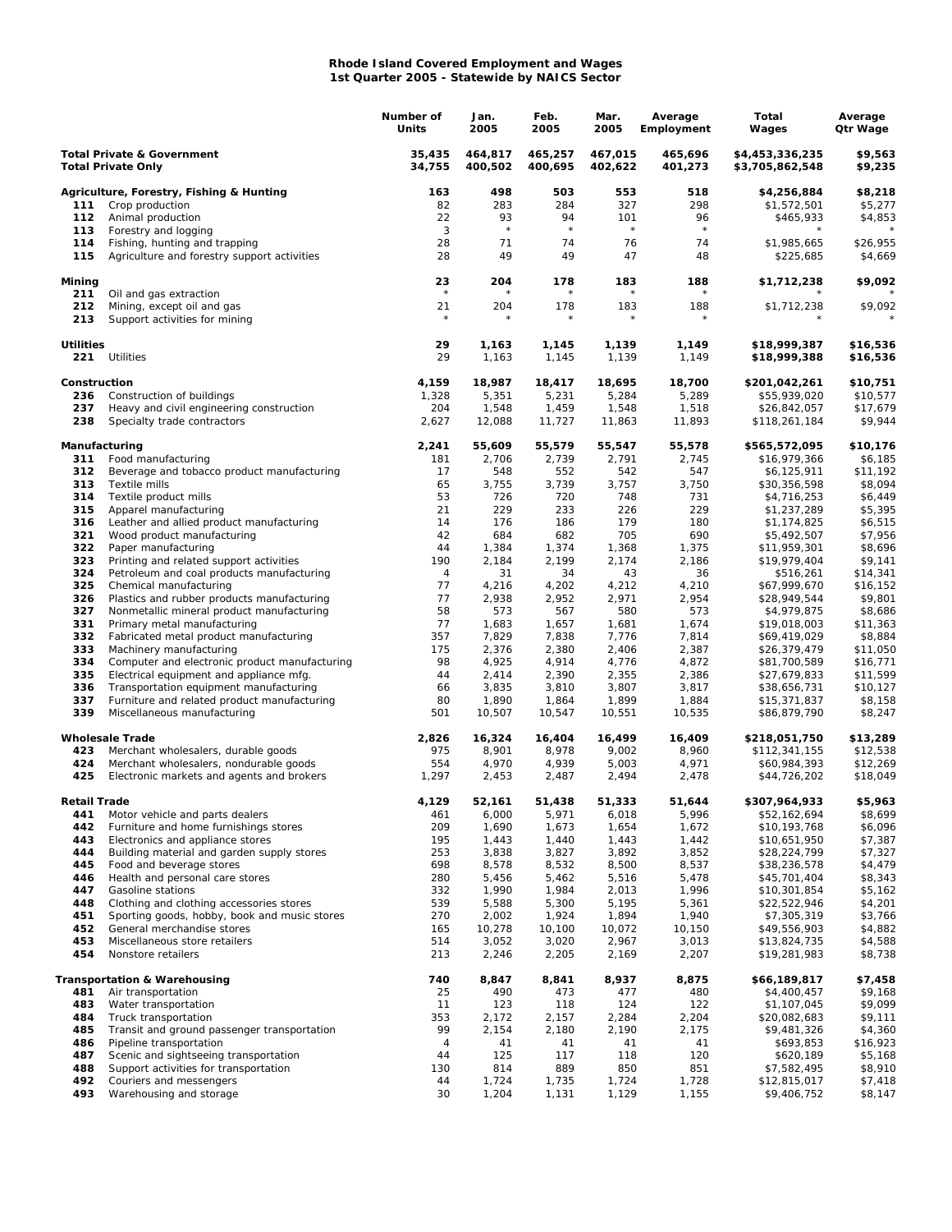**Rhode Island Covered Employment and Wages**
**1st Quarter 2005 - Statewide by NAICS Sector**

| | | Number of Units | Jan. 2005 | Feb. 2005 | Mar. 2005 | Average Employment | Total Wages | Average Qtr Wage |
|---|---|---|---|---|---|---|---|---|
| **Total Private & Government** | | **35,435** | **464,817** | **465,257** | **467,015** | **465,696** | **$4,453,336,235** | **$9,563** |
| **Total Private Only** | | **34,755** | **400,502** | **400,695** | **402,622** | **401,273** | **$3,705,862,548** | **$9,235** |
| **Agriculture, Forestry, Fishing & Hunting** | | **163** | **498** | **503** | **553** | **518** | **$4,256,884** | **$8,218** |
| 111 | Crop production | 82 | 283 | 284 | 327 | 298 | $1,572,501 | $5,277 |
| 112 | Animal production | 22 | 93 | 94 | 101 | 96 | $465,933 | $4,853 |
| 113 | Forestry and logging | 3 | * | * | * | * | * | * |
| 114 | Fishing, hunting and trapping | 28 | 71 | 74 | 76 | 74 | $1,985,665 | $26,955 |
| 115 | Agriculture and forestry support activities | 28 | 49 | 49 | 47 | 48 | $225,685 | $4,669 |
| **Mining** | | **23** | **204** | **178** | **183** | **188** | **$1,712,238** | **$9,092** |
| 211 | Oil and gas extraction | * | * | * | * | * | * | * |
| 212 | Mining, except oil and gas | 21 | 204 | 178 | 183 | 188 | $1,712,238 | $9,092 |
| 213 | Support activities for mining | * | * | * | * | * | * | * |
| **Utilities** | | **29** | **1,163** | **1,145** | **1,139** | **1,149** | **$18,999,387** | **$16,536** |
| 221 | Utilities | 29 | 1,163 | 1,145 | 1,139 | 1,149 | $18,999,388 | $16,536 |
| **Construction** | | **4,159** | **18,987** | **18,417** | **18,695** | **18,700** | **$201,042,261** | **$10,751** |
| 236 | Construction of buildings | 1,328 | 5,351 | 5,231 | 5,284 | 5,289 | $55,939,020 | $10,577 |
| 237 | Heavy and civil engineering construction | 204 | 1,548 | 1,459 | 1,548 | 1,518 | $26,842,057 | $17,679 |
| 238 | Specialty trade contractors | 2,627 | 12,088 | 11,727 | 11,863 | 11,893 | $118,261,184 | $9,944 |
| **Manufacturing** | | **2,241** | **55,609** | **55,579** | **55,547** | **55,578** | **$565,572,095** | **$10,176** |
| 311 | Food manufacturing | 181 | 2,706 | 2,739 | 2,791 | 2,745 | $16,979,366 | $6,185 |
| 312 | Beverage and tobacco product manufacturing | 17 | 548 | 552 | 542 | 547 | $6,125,911 | $11,192 |
| 313 | Textile mills | 65 | 3,755 | 3,739 | 3,757 | 3,750 | $30,356,598 | $8,094 |
| 314 | Textile product mills | 53 | 726 | 720 | 748 | 731 | $4,716,253 | $6,449 |
| 315 | Apparel manufacturing | 21 | 229 | 233 | 226 | 229 | $1,237,289 | $5,395 |
| 316 | Leather and allied product manufacturing | 14 | 176 | 186 | 179 | 180 | $1,174,825 | $6,515 |
| 321 | Wood product manufacturing | 42 | 684 | 682 | 705 | 690 | $5,492,507 | $7,956 |
| 322 | Paper manufacturing | 44 | 1,384 | 1,374 | 1,368 | 1,375 | $11,959,301 | $8,696 |
| 323 | Printing and related support activities | 190 | 2,184 | 2,199 | 2,174 | 2,186 | $19,979,404 | $9,141 |
| 324 | Petroleum and coal products manufacturing | 4 | 31 | 34 | 43 | 36 | $516,261 | $14,341 |
| 325 | Chemical manufacturing | 77 | 4,216 | 4,202 | 4,212 | 4,210 | $67,999,670 | $16,152 |
| 326 | Plastics and rubber products manufacturing | 77 | 2,938 | 2,952 | 2,971 | 2,954 | $28,949,544 | $9,801 |
| 327 | Nonmetallic mineral product manufacturing | 58 | 573 | 567 | 580 | 573 | $4,979,875 | $8,686 |
| 331 | Primary metal manufacturing | 77 | 1,683 | 1,657 | 1,681 | 1,674 | $19,018,003 | $11,363 |
| 332 | Fabricated metal product manufacturing | 357 | 7,829 | 7,838 | 7,776 | 7,814 | $69,419,029 | $8,884 |
| 333 | Machinery manufacturing | 175 | 2,376 | 2,380 | 2,406 | 2,387 | $26,379,479 | $11,050 |
| 334 | Computer and electronic product manufacturing | 98 | 4,925 | 4,914 | 4,776 | 4,872 | $81,700,589 | $16,771 |
| 335 | Electrical equipment and appliance mfg. | 44 | 2,414 | 2,390 | 2,355 | 2,386 | $27,679,833 | $11,599 |
| 336 | Transportation equipment manufacturing | 66 | 3,835 | 3,810 | 3,807 | 3,817 | $38,656,731 | $10,127 |
| 337 | Furniture and related product manufacturing | 80 | 1,890 | 1,864 | 1,899 | 1,884 | $15,371,837 | $8,158 |
| 339 | Miscellaneous manufacturing | 501 | 10,507 | 10,547 | 10,551 | 10,535 | $86,879,790 | $8,247 |
| **Wholesale Trade** | | **2,826** | **16,324** | **16,404** | **16,499** | **16,409** | **$218,051,750** | **$13,289** |
| 423 | Merchant wholesalers, durable goods | 975 | 8,901 | 8,978 | 9,002 | 8,960 | $112,341,155 | $12,538 |
| 424 | Merchant wholesalers, nondurable goods | 554 | 4,970 | 4,939 | 5,003 | 4,971 | $60,984,393 | $12,269 |
| 425 | Electronic markets and agents and brokers | 1,297 | 2,453 | 2,487 | 2,494 | 2,478 | $44,726,202 | $18,049 |
| **Retail Trade** | | **4,129** | **52,161** | **51,438** | **51,333** | **51,644** | **$307,964,933** | **$5,963** |
| 441 | Motor vehicle and parts dealers | 461 | 6,000 | 5,971 | 6,018 | 5,996 | $52,162,694 | $8,699 |
| 442 | Furniture and home furnishings stores | 209 | 1,690 | 1,673 | 1,654 | 1,672 | $10,193,768 | $6,096 |
| 443 | Electronics and appliance stores | 195 | 1,443 | 1,440 | 1,443 | 1,442 | $10,651,950 | $7,387 |
| 444 | Building material and garden supply stores | 253 | 3,838 | 3,827 | 3,892 | 3,852 | $28,224,799 | $7,327 |
| 445 | Food and beverage stores | 698 | 8,578 | 8,532 | 8,500 | 8,537 | $38,236,578 | $4,479 |
| 446 | Health and personal care stores | 280 | 5,456 | 5,462 | 5,516 | 5,478 | $45,701,404 | $8,343 |
| 447 | Gasoline stations | 332 | 1,990 | 1,984 | 2,013 | 1,996 | $10,301,854 | $5,162 |
| 448 | Clothing and clothing accessories stores | 539 | 5,588 | 5,300 | 5,195 | 5,361 | $22,522,946 | $4,201 |
| 451 | Sporting goods, hobby, book and music stores | 270 | 2,002 | 1,924 | 1,894 | 1,940 | $7,305,319 | $3,766 |
| 452 | General merchandise stores | 165 | 10,278 | 10,100 | 10,072 | 10,150 | $49,556,903 | $4,882 |
| 453 | Miscellaneous store retailers | 514 | 3,052 | 3,020 | 2,967 | 3,013 | $13,824,735 | $4,588 |
| 454 | Nonstore retailers | 213 | 2,246 | 2,205 | 2,169 | 2,207 | $19,281,983 | $8,738 |
| **Transportation & Warehousing** | | **740** | **8,847** | **8,841** | **8,937** | **8,875** | **$66,189,817** | **$7,458** |
| 481 | Air transportation | 25 | 490 | 473 | 477 | 480 | $4,400,457 | $9,168 |
| 483 | Water transportation | 11 | 123 | 118 | 124 | 122 | $1,107,045 | $9,099 |
| 484 | Truck transportation | 353 | 2,172 | 2,157 | 2,284 | 2,204 | $20,082,683 | $9,111 |
| 485 | Transit and ground passenger transportation | 99 | 2,154 | 2,180 | 2,190 | 2,175 | $9,481,326 | $4,360 |
| 486 | Pipeline transportation | 4 | 41 | 41 | 41 | 41 | $693,853 | $16,923 |
| 487 | Scenic and sightseeing transportation | 44 | 125 | 117 | 118 | 120 | $620,189 | $5,168 |
| 488 | Support activities for transportation | 130 | 814 | 889 | 850 | 851 | $7,582,495 | $8,910 |
| 492 | Couriers and messengers | 44 | 1,724 | 1,735 | 1,724 | 1,728 | $12,815,017 | $7,418 |
| 493 | Warehousing and storage | 30 | 1,204 | 1,131 | 1,129 | 1,155 | $9,406,752 | $8,147 |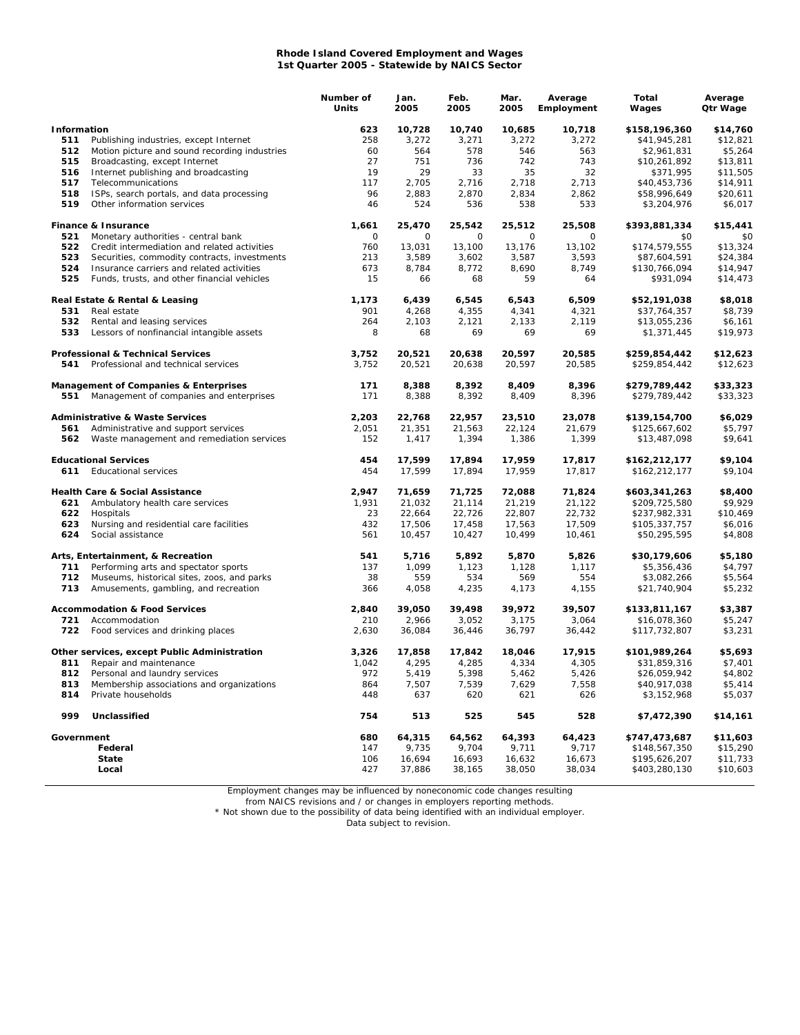**Rhode Island Covered Employment and Wages**
**1st Quarter 2005 - Statewide by NAICS Sector**

| | | Number of Units | Jan. 2005 | Feb. 2005 | Mar. 2005 | Average Employment | Total Wages | Average Qtr Wage |
|---|---|---|---|---|---|---|---|---|
| **Information** | | **623** | **10,728** | **10,740** | **10,685** | **10,718** | **$158,196,360** | **$14,760** |
| **511** | Publishing industries, except Internet | 258 | 3,272 | 3,271 | 3,272 | 3,272 | $41,945,281 | $12,821 |
| **512** | Motion picture and sound recording industries | 60 | 564 | 578 | 546 | 563 | $2,961,831 | $5,264 |
| **515** | Broadcasting, except Internet | 27 | 751 | 736 | 742 | 743 | $10,261,892 | $13,811 |
| **516** | Internet publishing and broadcasting | 19 | 29 | 33 | 35 | 32 | $371,995 | $11,505 |
| **517** | Telecommunications | 117 | 2,705 | 2,716 | 2,718 | 2,713 | $40,453,736 | $14,911 |
| **518** | ISPs, search portals, and data processing | 96 | 2,883 | 2,870 | 2,834 | 2,862 | $58,996,649 | $20,611 |
| **519** | Other information services | 46 | 524 | 536 | 538 | 533 | $3,204,976 | $6,017 |
| **Finance & Insurance** | | **1,661** | **25,470** | **25,542** | **25,512** | **25,508** | **$393,881,334** | **$15,441** |
| **521** | Monetary authorities - central bank | 0 | 0 | 0 | 0 | 0 | $0 | $0 |
| **522** | Credit intermediation and related activities | 760 | 13,031 | 13,100 | 13,176 | 13,102 | $174,579,555 | $13,324 |
| **523** | Securities, commodity contracts, investments | 213 | 3,589 | 3,602 | 3,587 | 3,593 | $87,604,591 | $24,384 |
| **524** | Insurance carriers and related activities | 673 | 8,784 | 8,772 | 8,690 | 8,749 | $130,766,094 | $14,947 |
| **525** | Funds, trusts, and other financial vehicles | 15 | 66 | 68 | 59 | 64 | $931,094 | $14,473 |
| **Real Estate & Rental & Leasing** | | **1,173** | **6,439** | **6,545** | **6,543** | **6,509** | **$52,191,038** | **$8,018** |
| **531** | Real estate | 901 | 4,268 | 4,355 | 4,341 | 4,321 | $37,764,357 | $8,739 |
| **532** | Rental and leasing services | 264 | 2,103 | 2,121 | 2,133 | 2,119 | $13,055,236 | $6,161 |
| **533** | Lessors of nonfinancial intangible assets | 8 | 68 | 69 | 69 | 69 | $1,371,445 | $19,973 |
| **Professional & Technical Services** | | **3,752** | **20,521** | **20,638** | **20,597** | **20,585** | **$259,854,442** | **$12,623** |
| **541** | Professional and technical services | 3,752 | 20,521 | 20,638 | 20,597 | 20,585 | $259,854,442 | $12,623 |
| **Management of Companies & Enterprises** | | **171** | **8,388** | **8,392** | **8,409** | **8,396** | **$279,789,442** | **$33,323** |
| **551** | Management of companies and enterprises | 171 | 8,388 | 8,392 | 8,409 | 8,396 | $279,789,442 | $33,323 |
| **Administrative & Waste Services** | | **2,203** | **22,768** | **22,957** | **23,510** | **23,078** | **$139,154,700** | **$6,029** |
| **561** | Administrative and support services | 2,051 | 21,351 | 21,563 | 22,124 | 21,679 | $125,667,602 | $5,797 |
| **562** | Waste management and remediation services | 152 | 1,417 | 1,394 | 1,386 | 1,399 | $13,487,098 | $9,641 |
| **Educational Services** | | **454** | **17,599** | **17,894** | **17,959** | **17,817** | **$162,212,177** | **$9,104** |
| **611** | Educational services | 454 | 17,599 | 17,894 | 17,959 | 17,817 | $162,212,177 | $9,104 |
| **Health Care & Social Assistance** | | **2,947** | **71,659** | **71,725** | **72,088** | **71,824** | **$603,341,263** | **$8,400** |
| **621** | Ambulatory health care services | 1,931 | 21,032 | 21,114 | 21,219 | 21,122 | $209,725,580 | $9,929 |
| **622** | Hospitals | 23 | 22,664 | 22,726 | 22,807 | 22,732 | $237,982,331 | $10,469 |
| **623** | Nursing and residential care facilities | 432 | 17,506 | 17,458 | 17,563 | 17,509 | $105,337,757 | $6,016 |
| **624** | Social assistance | 561 | 10,457 | 10,427 | 10,499 | 10,461 | $50,295,595 | $4,808 |
| **Arts, Entertainment, & Recreation** | | **541** | **5,716** | **5,892** | **5,870** | **5,826** | **$30,179,606** | **$5,180** |
| **711** | Performing arts and spectator sports | 137 | 1,099 | 1,123 | 1,128 | 1,117 | $5,356,436 | $4,797 |
| **712** | Museums, historical sites, zoos, and parks | 38 | 559 | 534 | 569 | 554 | $3,082,266 | $5,564 |
| **713** | Amusements, gambling, and recreation | 366 | 4,058 | 4,235 | 4,173 | 4,155 | $21,740,904 | $5,232 |
| **Accommodation & Food Services** | | **2,840** | **39,050** | **39,498** | **39,972** | **39,507** | **$133,811,167** | **$3,387** |
| **721** | Accommodation | 210 | 2,966 | 3,052 | 3,175 | 3,064 | $16,078,360 | $5,247 |
| **722** | Food services and drinking places | 2,630 | 36,084 | 36,446 | 36,797 | 36,442 | $117,732,807 | $3,231 |
| **Other services, except Public Administration** | | **3,326** | **17,858** | **17,842** | **18,046** | **17,915** | **$101,989,264** | **$5,693** |
| **811** | Repair and maintenance | 1,042 | 4,295 | 4,285 | 4,334 | 4,305 | $31,859,316 | $7,401 |
| **812** | Personal and laundry services | 972 | 5,419 | 5,398 | 5,462 | 5,426 | $26,059,942 | $4,802 |
| **813** | Membership associations and organizations | 864 | 7,507 | 7,539 | 7,629 | 7,558 | $40,917,038 | $5,414 |
| **814** | Private households | 448 | 637 | 620 | 621 | 626 | $3,152,968 | $5,037 |
| **999** | **Unclassified** | **754** | **513** | **525** | **545** | **528** | **$7,472,390** | **$14,161** |
| **Government** | | **680** | **64,315** | **64,562** | **64,393** | **64,423** | **$747,473,687** | **$11,603** |
| | **Federal** | 147 | 9,735 | 9,704 | 9,711 | 9,717 | $148,567,350 | $15,290 |
| | **State** | 106 | 16,694 | 16,693 | 16,632 | 16,673 | $195,626,207 | $11,733 |
| | **Local** | 427 | 37,886 | 38,165 | 38,050 | 38,034 | $403,280,130 | $10,603 |

Employment changes may be influenced by noneconomic code changes resulting from NAICS revisions and / or changes in employers reporting methods.

* Not shown due to the possibility of data being identified with an individual employer.

Data subject to revision.